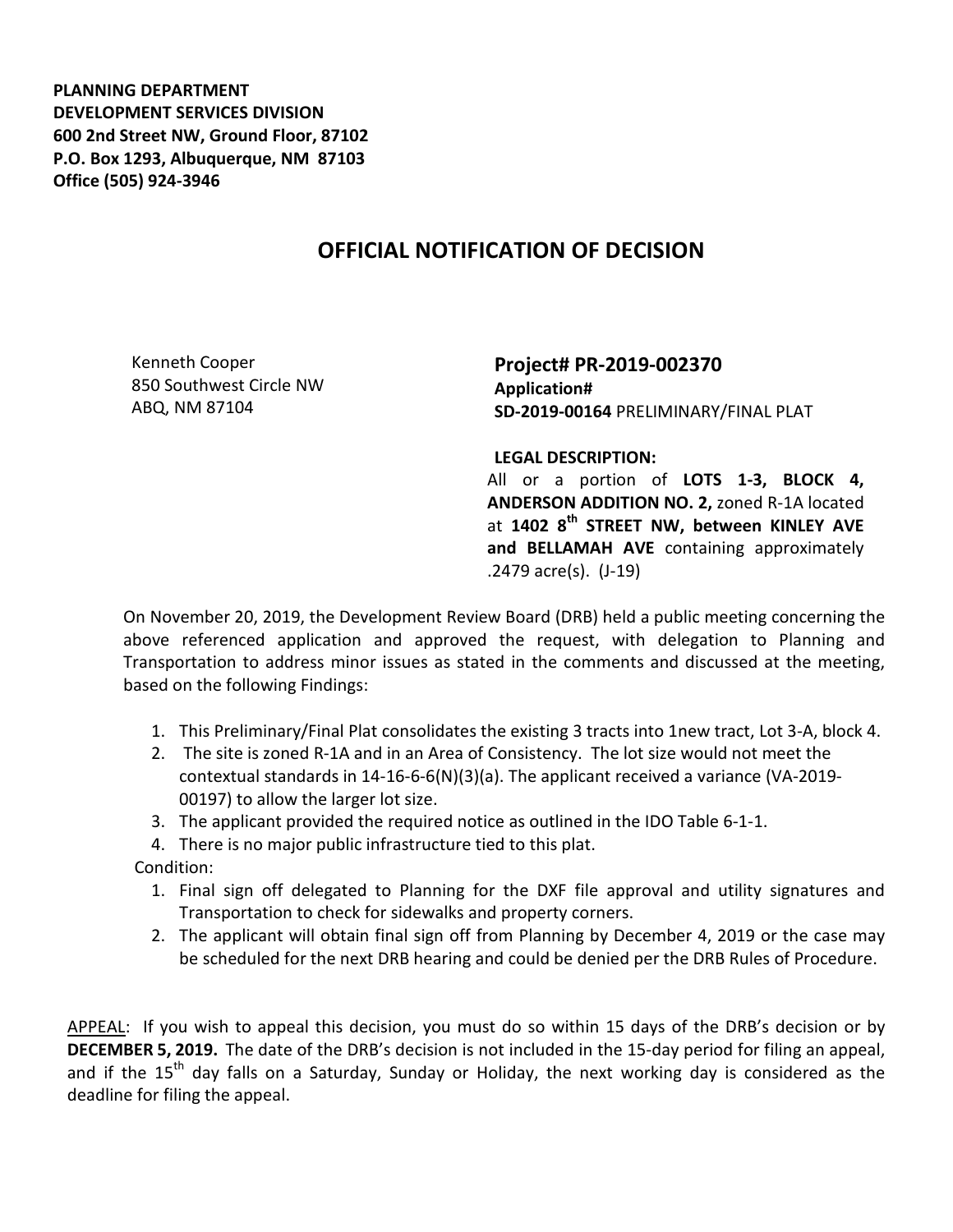**PLANNING DEPARTMENT**
**DEVELOPMENT SERVICES DIVISION**
**600 2nd Street NW, Ground Floor, 87102**
**P.O. Box 1293, Albuquerque, NM 87103**
**Office (505) 924-3946**

# OFFICIAL NOTIFICATION OF DECISION

Kenneth Cooper
850 Southwest Circle NW
ABQ, NM 87104

**Project# PR-2019-002370**
**Application#**
**SD-2019-00164** PRELIMINARY/FINAL PLAT

**LEGAL DESCRIPTION:**
All or a portion of **LOTS 1-3, BLOCK 4, ANDERSON ADDITION NO. 2,** zoned R-1A located at **1402 8th STREET NW, between KINLEY AVE and BELLAMAH AVE** containing approximately .2479 acre(s). (J-19)

On November 20, 2019, the Development Review Board (DRB) held a public meeting concerning the above referenced application and approved the request, with delegation to Planning and Transportation to address minor issues as stated in the comments and discussed at the meeting, based on the following Findings:

1. This Preliminary/Final Plat consolidates the existing 3 tracts into 1new tract, Lot 3-A, block 4.
2. The site is zoned R-1A and in an Area of Consistency. The lot size would not meet the contextual standards in 14-16-6-6(N)(3)(a). The applicant received a variance (VA-2019-00197) to allow the larger lot size.
3. The applicant provided the required notice as outlined in the IDO Table 6-1-1.
4. There is no major public infrastructure tied to this plat.

Condition:

1. Final sign off delegated to Planning for the DXF file approval and utility signatures and Transportation to check for sidewalks and property corners.
2. The applicant will obtain final sign off from Planning by December 4, 2019 or the case may be scheduled for the next DRB hearing and could be denied per the DRB Rules of Procedure.

APPEAL: If you wish to appeal this decision, you must do so within 15 days of the DRB's decision or by **DECEMBER 5, 2019.** The date of the DRB's decision is not included in the 15-day period for filing an appeal, and if the 15th day falls on a Saturday, Sunday or Holiday, the next working day is considered as the deadline for filing the appeal.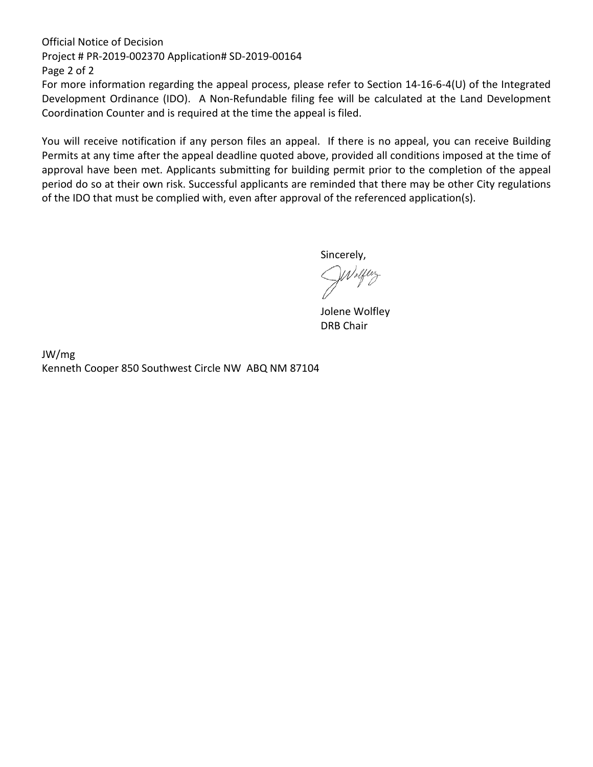For more information regarding the appeal process, please refer to Section 14-16-6-4(U) of the Integrated Development Ordinance (IDO). A Non-Refundable filing fee will be calculated at the Land Development Coordination Counter and is required at the time the appeal is filed.

You will receive notification if any person files an appeal. If there is no appeal, you can receive Building Permits at any time after the appeal deadline quoted above, provided all conditions imposed at the time of approval have been met. Applicants submitting for building permit prior to the completion of the appeal period do so at their own risk. Successful applicants are reminded that there may be other City regulations of the IDO that must be complied with, even after approval of the referenced application(s).

Sincerely,

Jolene Wolfley
DRB Chair

JW/mg
Kenneth Cooper 850 Southwest Circle NW ABQ NM 87104